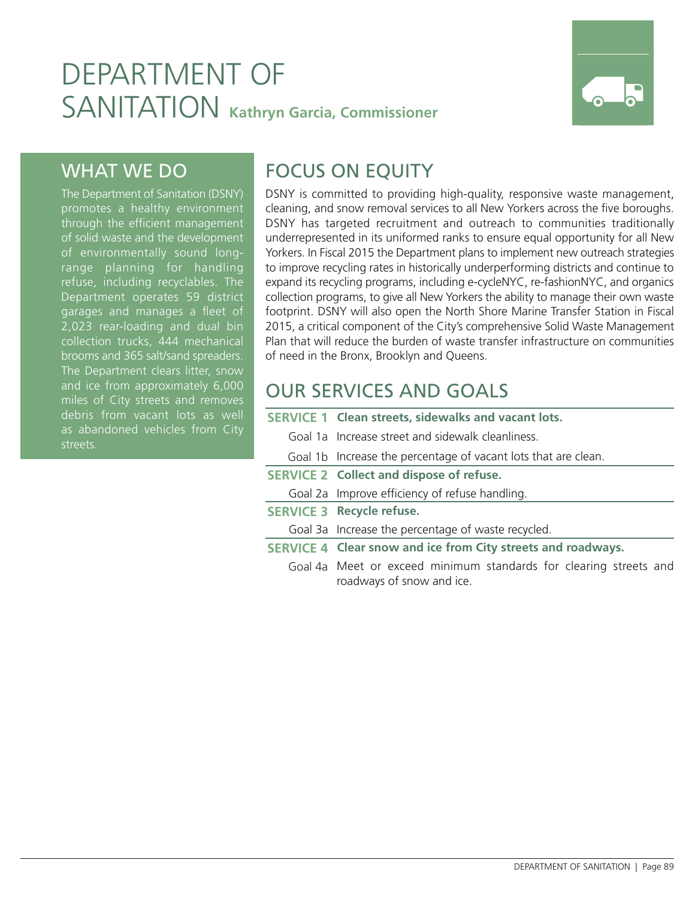# DEPARTMENT OF SANITATION **Kathryn Garcia, Commissioner**

## WHAT WE DO

The Department of Sanitation (DSNY) promotes a healthy environment through the efficient management of solid waste and the development of environmentally sound long-range planning for handling refuse, including recyclables. The Department operates 59 district garages and manages a fleet of 2,023 rear-loading and dual bin collection trucks, 444 mechanical brooms and 365 salt/sand spreaders. The Department clears litter, snow and ice from approximately 6,000 miles of City streets and removes debris from vacant lots as well as abandoned vehicles from City streets.

## FOCUS ON EQUITY

DSNY is committed to providing high-quality, responsive waste management, cleaning, and snow removal services to all New Yorkers across the five boroughs. DSNY has targeted recruitment and outreach to communities traditionally underrepresented in its uniformed ranks to ensure equal opportunity for all New Yorkers. In Fiscal 2015 the Department plans to implement new outreach strategies to improve recycling rates in historically underperforming districts and continue to expand its recycling programs, including e-cycleNYC, re-fashionNYC, and organics collection programs, to give all New Yorkers the ability to manage their own waste footprint. DSNY will also open the North Shore Marine Transfer Station in Fiscal 2015, a critical component of the City's comprehensive Solid Waste Management Plan that will reduce the burden of waste transfer infrastructure on communities of need in the Bronx, Brooklyn and Queens.

## OUR SERVICES AND GOALS

**SERVICE 1 Clean streets, sidewalks and vacant lots.**

- Goal 1a Increase street and sidewalk cleanliness.
- Goal 1b Increase the percentage of vacant lots that are clean.

**SERVICE 2 Collect and dispose of refuse.**

- Goal 2a Improve efficiency of refuse handling.

**SERVICE 3 Recycle refuse.**

- Goal 3a Increase the percentage of waste recycled.

**SERVICE 4 Clear snow and ice from City streets and roadways.**

- Goal 4a Meet or exceed minimum standards for clearing streets and roadways of snow and ice.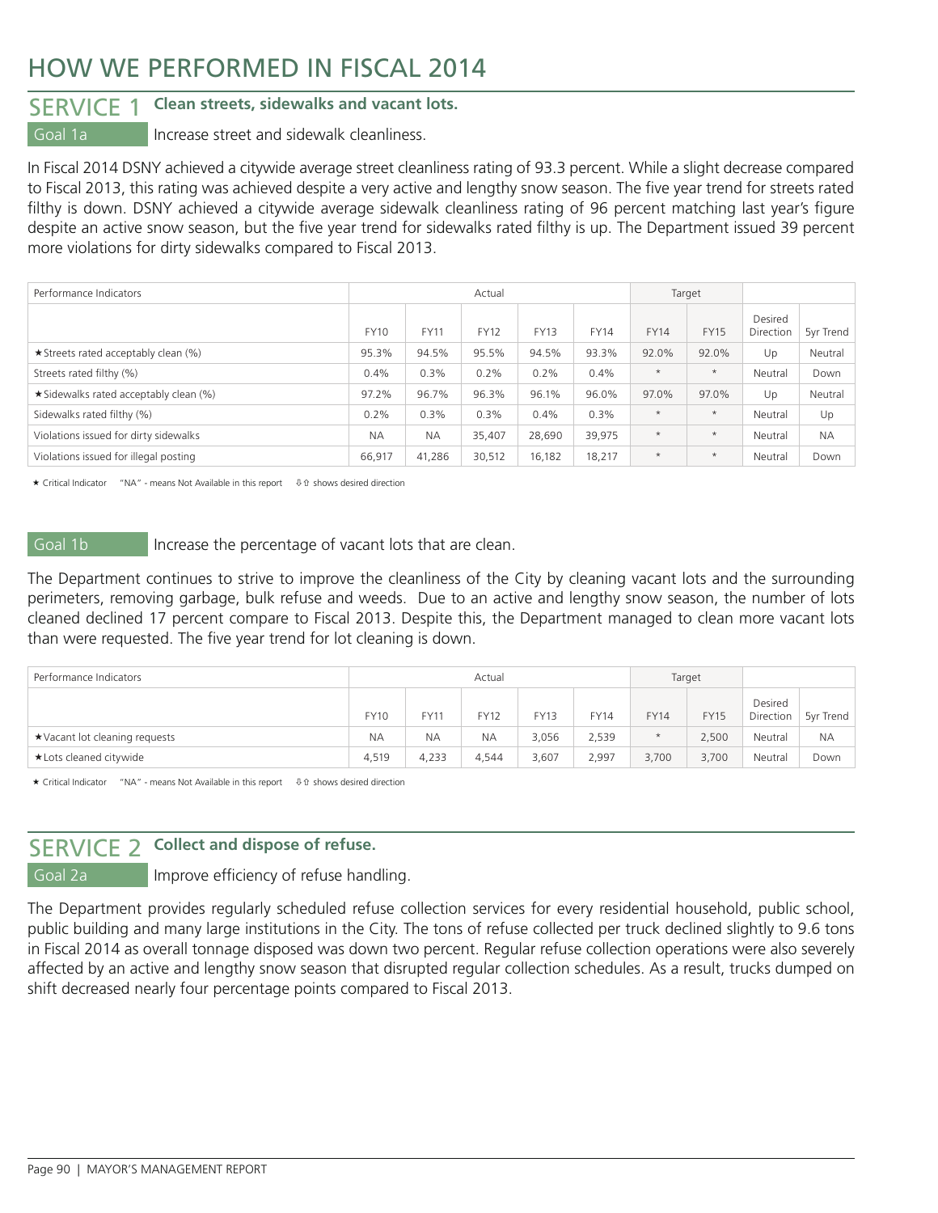# HOW WE PERFORMED IN FISCAL 2014

## SERVICE 1 Clean streets, sidewalks and vacant lots.

### Goal 1a Increase street and sidewalk cleanliness.

In Fiscal 2014 DSNY achieved a citywide average street cleanliness rating of 93.3 percent. While a slight decrease compared to Fiscal 2013, this rating was achieved despite a very active and lengthy snow season. The five year trend for streets rated filthy is down. DSNY achieved a citywide average sidewalk cleanliness rating of 96 percent matching last year's figure despite an active snow season, but the five year trend for sidewalks rated filthy is up. The Department issued 39 percent more violations for dirty sidewalks compared to Fiscal 2013.

| Performance Indicators | Actual | | | | | Target | | | |
|---|---|---|---|---|---|---|---|---|---|
| | FY10 | FY11 | FY12 | FY13 | FY14 | FY14 | FY15 | Desired Direction | 5yr Trend |
| ★Streets rated acceptably clean (%) | 95.3% | 94.5% | 95.5% | 94.5% | 93.3% | 92.0% | 92.0% | Up | Neutral |
| Streets rated filthy (%) | 0.4% | 0.3% | 0.2% | 0.2% | 0.4% | * | * | Neutral | Down |
| ★Sidewalks rated acceptably clean (%) | 97.2% | 96.7% | 96.3% | 96.1% | 96.0% | 97.0% | 97.0% | Up | Neutral |
| Sidewalks rated filthy (%) | 0.2% | 0.3% | 0.3% | 0.4% | 0.3% | * | * | Neutral | Up |
| Violations issued for dirty sidewalks | NA | NA | 35,407 | 28,690 | 39,975 | * | * | Neutral | NA |
| Violations issued for illegal posting | 66,917 | 41,286 | 30,512 | 16,182 | 18,217 | * | * | Neutral | Down |

★ Critical Indicator "NA" - means Not Available in this report ⇩⇧ shows desired direction

### Goal 1b Increase the percentage of vacant lots that are clean.

The Department continues to strive to improve the cleanliness of the City by cleaning vacant lots and the surrounding perimeters, removing garbage, bulk refuse and weeds. Due to an active and lengthy snow season, the number of lots cleaned declined 17 percent compare to Fiscal 2013. Despite this, the Department managed to clean more vacant lots than were requested. The five year trend for lot cleaning is down.

| Performance Indicators | Actual | | | | | Target | | | |
|---|---|---|---|---|---|---|---|---|---|
| | FY10 | FY11 | FY12 | FY13 | FY14 | FY14 | FY15 | Desired Direction | 5yr Trend |
| ★Vacant lot cleaning requests | NA | NA | NA | 3,056 | 2,539 | * | 2,500 | Neutral | NA |
| ★Lots cleaned citywide | 4,519 | 4,233 | 4,544 | 3,607 | 2,997 | 3,700 | 3,700 | Neutral | Down |

★ Critical Indicator "NA" - means Not Available in this report ⇩⇧ shows desired direction

## SERVICE 2 Collect and dispose of refuse.

### Goal 2a Improve efficiency of refuse handling.

The Department provides regularly scheduled refuse collection services for every residential household, public school, public building and many large institutions in the City. The tons of refuse collected per truck declined slightly to 9.6 tons in Fiscal 2014 as overall tonnage disposed was down two percent. Regular refuse collection operations were also severely affected by an active and lengthy snow season that disrupted regular collection schedules. As a result, trucks dumped on shift decreased nearly four percentage points compared to Fiscal 2013.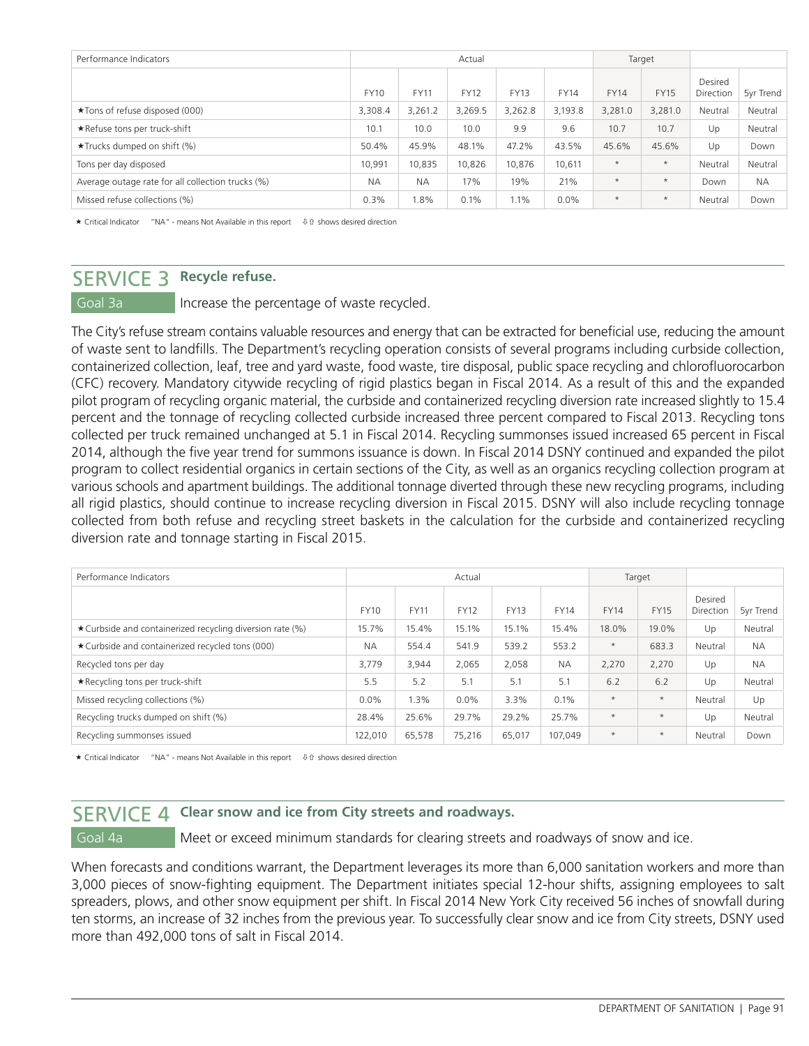| Performance Indicators | Actual | | | | | Target | | | |
|---|---|---|---|---|---|---|---|---|---|
| | FY10 | FY11 | FY12 | FY13 | FY14 | FY14 | FY15 | Desired Direction | 5yr Trend |
| ★Tons of refuse disposed (000) | 3,308.4 | 3,261.2 | 3,269.5 | 3,262.8 | 3,193.8 | 3,281.0 | 3,281.0 | Neutral | Neutral |
| ★Refuse tons per truck-shift | 10.1 | 10.0 | 10.0 | 9.9 | 9.6 | 10.7 | 10.7 | Up | Neutral |
| ★Trucks dumped on shift (%) | 50.4% | 45.9% | 48.1% | 47.2% | 43.5% | 45.6% | 45.6% | Up | Down |
| Tons per day disposed | 10,991 | 10,835 | 10,826 | 10,876 | 10,611 | * | * | Neutral | Neutral |
| Average outage rate for all collection trucks (%) | NA | NA | 17% | 19% | 21% | * | * | Down | NA |
| Missed refuse collections (%) | 0.3% | 1.8% | 0.1% | 1.1% | 0.0% | * | * | Neutral | Down |

★ Critical Indicator "NA" - means Not Available in this report ⇩⇧ shows desired direction

## SERVICE 3 Recycle refuse.

**Goal 3a** Increase the percentage of waste recycled.

The City's refuse stream contains valuable resources and energy that can be extracted for beneficial use, reducing the amount of waste sent to landfills. The Department's recycling operation consists of several programs including curbside collection, containerized collection, leaf, tree and yard waste, food waste, tire disposal, public space recycling and chlorofluorocarbon (CFC) recovery. Mandatory citywide recycling of rigid plastics began in Fiscal 2014. As a result of this and the expanded pilot program of recycling organic material, the curbside and containerized recycling diversion rate increased slightly to 15.4 percent and the tonnage of recycling collected curbside increased three percent compared to Fiscal 2013. Recycling tons collected per truck remained unchanged at 5.1 in Fiscal 2014. Recycling summonses issued increased 65 percent in Fiscal 2014, although the five year trend for summons issuance is down. In Fiscal 2014 DSNY continued and expanded the pilot program to collect residential organics in certain sections of the City, as well as an organics recycling collection program at various schools and apartment buildings. The additional tonnage diverted through these new recycling programs, including all rigid plastics, should continue to increase recycling diversion in Fiscal 2015. DSNY will also include recycling tonnage collected from both refuse and recycling street baskets in the calculation for the curbside and containerized recycling diversion rate and tonnage starting in Fiscal 2015.

| Performance Indicators | Actual | | | | | Target | | | |
|---|---|---|---|---|---|---|---|---|---|
| | FY10 | FY11 | FY12 | FY13 | FY14 | FY14 | FY15 | Desired Direction | 5yr Trend |
| ★Curbside and containerized recycling diversion rate (%) | 15.7% | 15.4% | 15.1% | 15.1% | 15.4% | 18.0% | 19.0% | Up | Neutral |
| ★Curbside and containerized recycled tons (000) | NA | 554.4 | 541.9 | 539.2 | 553.2 | * | 683.3 | Neutral | NA |
| Recycled tons per day | 3,779 | 3,944 | 2,065 | 2,058 | NA | 2,270 | 2,270 | Up | NA |
| ★Recycling tons per truck-shift | 5.5 | 5.2 | 5.1 | 5.1 | 5.1 | 6.2 | 6.2 | Up | Neutral |
| Missed recycling collections (%) | 0.0% | 1.3% | 0.0% | 3.3% | 0.1% | * | * | Neutral | Up |
| Recycling trucks dumped on shift (%) | 28.4% | 25.6% | 29.7% | 29.2% | 25.7% | * | * | Up | Neutral |
| Recycling summonses issued | 122,010 | 65,578 | 75,216 | 65,017 | 107,049 | * | * | Neutral | Down |

★ Critical Indicator "NA" - means Not Available in this report ⇩⇧ shows desired direction

## SERVICE 4 Clear snow and ice from City streets and roadways.

**Goal 4a** Meet or exceed minimum standards for clearing streets and roadways of snow and ice.

When forecasts and conditions warrant, the Department leverages its more than 6,000 sanitation workers and more than 3,000 pieces of snow-fighting equipment. The Department initiates special 12-hour shifts, assigning employees to salt spreaders, plows, and other snow equipment per shift. In Fiscal 2014 New York City received 56 inches of snowfall during ten storms, an increase of 32 inches from the previous year. To successfully clear snow and ice from City streets, DSNY used more than 492,000 tons of salt in Fiscal 2014.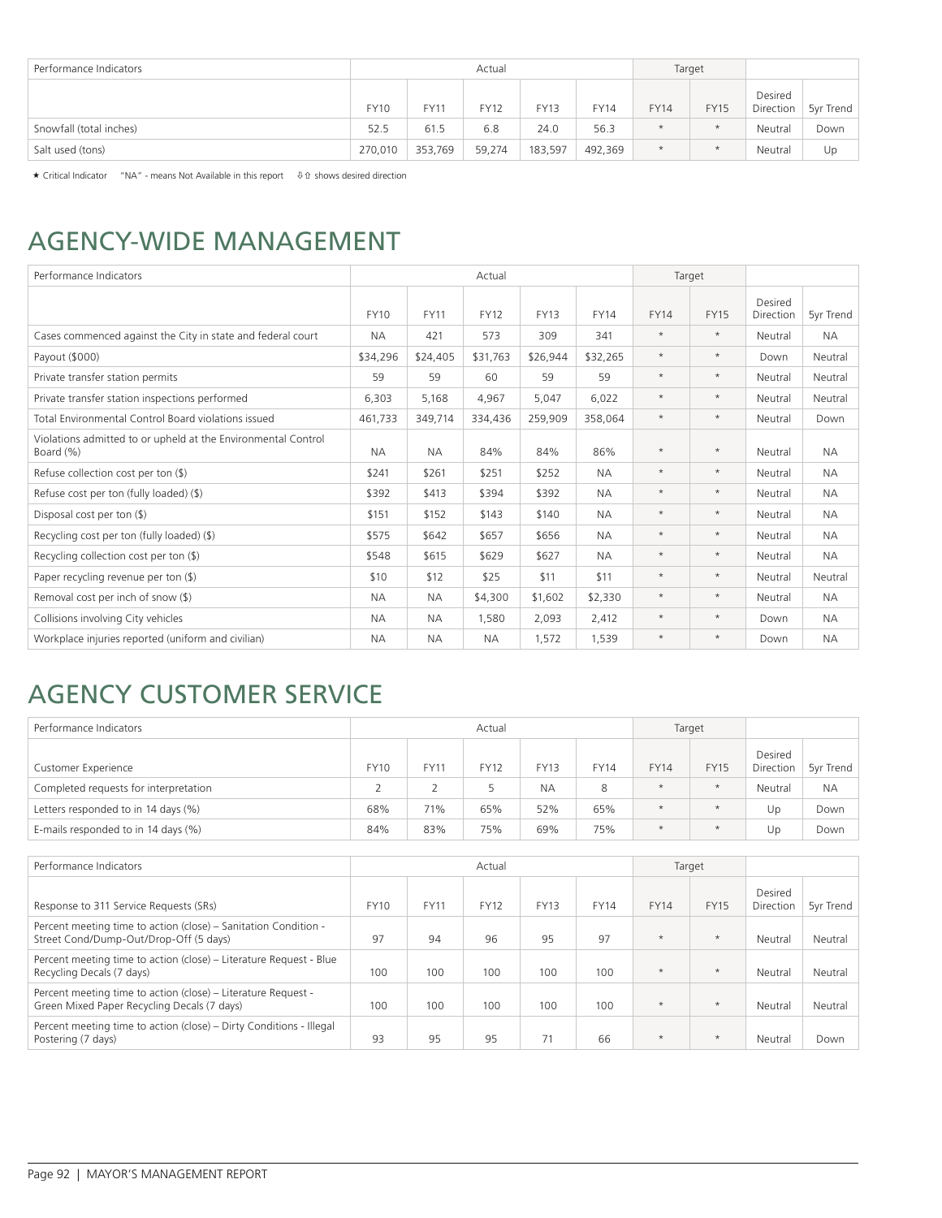| Performance Indicators | Actual | | | | | Target | | | |
|---|---|---|---|---|---|---|---|---|---|
| | FY10 | FY11 | FY12 | FY13 | FY14 | FY14 | FY15 | Desired Direction | 5yr Trend |
| Snowfall (total inches) | 52.5 | 61.5 | 6.8 | 24.0 | 56.3 | * | * | Neutral | Down |
| Salt used (tons) | 270,010 | 353,769 | 59,274 | 183,597 | 492,369 | * | * | Neutral | Up |

★ Critical Indicator "NA" - means Not Available in this report ⇩⇧ shows desired direction

# AGENCY-WIDE MANAGEMENT

| Performance Indicators | Actual | | | | | Target | | | |
|---|---|---|---|---|---|---|---|---|---|
| | FY10 | FY11 | FY12 | FY13 | FY14 | FY14 | FY15 | Desired Direction | 5yr Trend |
| Cases commenced against the City in state and federal court | NA | 421 | 573 | 309 | 341 | * | * | Neutral | NA |
| Payout ($000) | $34,296 | $24,405 | $31,763 | $26,944 | $32,265 | * | * | Down | Neutral |
| Private transfer station permits | 59 | 59 | 60 | 59 | 59 | * | * | Neutral | Neutral |
| Private transfer station inspections performed | 6,303 | 5,168 | 4,967 | 5,047 | 6,022 | * | * | Neutral | Neutral |
| Total Environmental Control Board violations issued | 461,733 | 349,714 | 334,436 | 259,909 | 358,064 | * | * | Neutral | Down |
| Violations admitted to or upheld at the Environmental Control Board (%) | NA | NA | 84% | 84% | 86% | * | * | Neutral | NA |
| Refuse collection cost per ton ($) | $241 | $261 | $251 | $252 | NA | * | * | Neutral | NA |
| Refuse cost per ton (fully loaded) ($) | $392 | $413 | $394 | $392 | NA | * | * | Neutral | NA |
| Disposal cost per ton ($) | $151 | $152 | $143 | $140 | NA | * | * | Neutral | NA |
| Recycling cost per ton (fully loaded) ($) | $575 | $642 | $657 | $656 | NA | * | * | Neutral | NA |
| Recycling collection cost per ton ($) | $548 | $615 | $629 | $627 | NA | * | * | Neutral | NA |
| Paper recycling revenue per ton ($) | $10 | $12 | $25 | $11 | $11 | * | * | Neutral | Neutral |
| Removal cost per inch of snow ($) | NA | NA | $4,300 | $1,602 | $2,330 | * | * | Neutral | NA |
| Collisions involving City vehicles | NA | NA | 1,580 | 2,093 | 2,412 | * | * | Down | NA |
| Workplace injuries reported (uniform and civilian) | NA | NA | NA | 1,572 | 1,539 | * | * | Down | NA |

# AGENCY CUSTOMER SERVICE

| Performance Indicators | Actual | | | | | Target | | | |
|---|---|---|---|---|---|---|---|---|---|
| Customer Experience | FY10 | FY11 | FY12 | FY13 | FY14 | FY14 | FY15 | Desired Direction | 5yr Trend |
| Completed requests for interpretation | 2 | 2 | 5 | NA | 8 | * | * | Neutral | NA |
| Letters responded to in 14 days (%) | 68% | 71% | 65% | 52% | 65% | * | * | Up | Down |
| E-mails responded to in 14 days (%) | 84% | 83% | 75% | 69% | 75% | * | * | Up | Down |

| Performance Indicators | Actual | | | | | Target | | | |
|---|---|---|---|---|---|---|---|---|---|
| Response to 311 Service Requests (SRs) | FY10 | FY11 | FY12 | FY13 | FY14 | FY14 | FY15 | Desired Direction | 5yr Trend |
| Percent meeting time to action (close) – Sanitation Condition - Street Cond/Dump-Out/Drop-Off (5 days) | 97 | 94 | 96 | 95 | 97 | * | * | Neutral | Neutral |
| Percent meeting time to action (close) – Literature Request - Blue Recycling Decals (7 days) | 100 | 100 | 100 | 100 | 100 | * | * | Neutral | Neutral |
| Percent meeting time to action (close) – Literature Request - Green Mixed Paper Recycling Decals (7 days) | 100 | 100 | 100 | 100 | 100 | * | * | Neutral | Neutral |
| Percent meeting time to action (close) – Dirty Conditions - Illegal Postering (7 days) | 93 | 95 | 95 | 71 | 66 | * | * | Neutral | Down |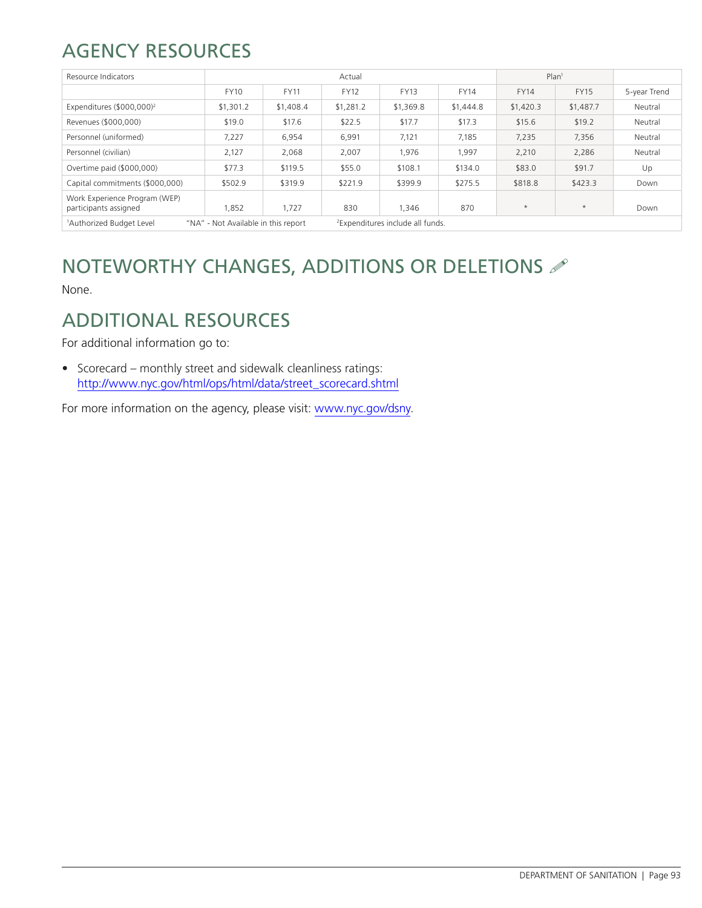## AGENCY RESOURCES

| Resource Indicators | Actual | | | | | Plan[1] | | |
|---|---|---|---|---|---|---|---|---|
| | FY10 | FY11 | FY12 | FY13 | FY14 | FY14 | FY15 | 5-year Trend |
| Expenditures ($000,000)[2] | $1,301.2 | $1,408.4 | $1,281.2 | $1,369.8 | $1,444.8 | $1,420.3 | $1,487.7 | Neutral |
| Revenues ($000,000) | $19.0 | $17.6 | $22.5 | $17.7 | $17.3 | $15.6 | $19.2 | Neutral |
| Personnel (uniformed) | 7,227 | 6,954 | 6,991 | 7,121 | 7,185 | 7,235 | 7,356 | Neutral |
| Personnel (civilian) | 2,127 | 2,068 | 2,007 | 1,976 | 1,997 | 2,210 | 2,286 | Neutral |
| Overtime paid ($000,000) | $77.3 | $119.5 | $55.0 | $108.1 | $134.0 | $83.0 | $91.7 | Up |
| Capital commitments ($000,000) | $502.9 | $319.9 | $221.9 | $399.9 | $275.5 | $818.8 | $423.3 | Down |
| Work Experience Program (WEP) participants assigned | 1,852 | 1,727 | 830 | 1,346 | 870 | * | * | Down |

[1]Authorized Budget Level "NA" - Not Available in this report [2]Expenditures include all funds.

## NOTEWORTHY CHANGES, ADDITIONS OR DELETIONS

None.

## ADDITIONAL RESOURCES

For additional information go to:

- Scorecard – monthly street and sidewalk cleanliness ratings: http://www.nyc.gov/html/ops/html/data/street_scorecard.shtml

For more information on the agency, please visit: www.nyc.gov/dsny.